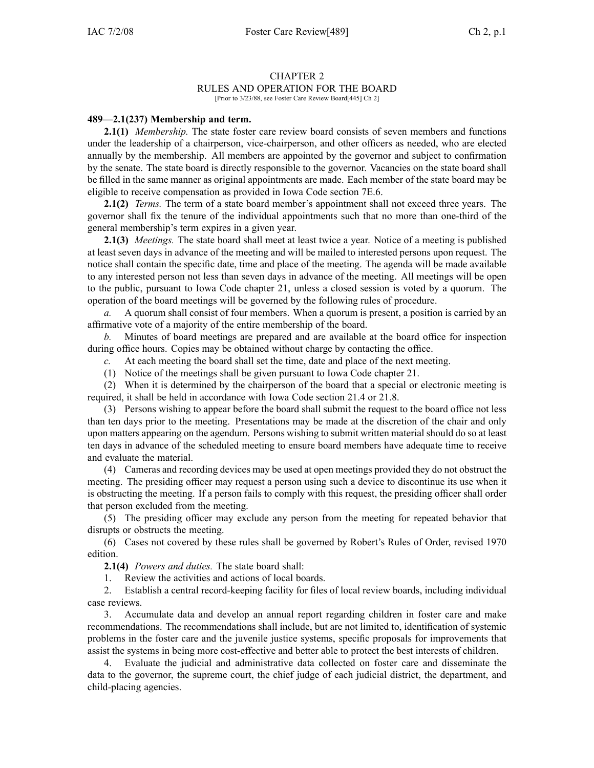# CHAPTER 2
## RULES AND OPERATION FOR THE BOARD

[Prior to 3/23/88, see Foster Care Review Board[445] Ch 2]

### 489—2.1(237) Membership and term.

**2.1(1)** *Membership.* The state foster care review board consists of seven members and functions under the leadership of a chairperson, vice-chairperson, and other officers as needed, who are elected annually by the membership. All members are appointed by the governor and subject to confirmation by the senate. The state board is directly responsible to the governor. Vacancies on the state board shall be filled in the same manner as original appointments are made. Each member of the state board may be eligible to receive compensation as provided in Iowa Code section 7E.6.

**2.1(2)** *Terms.* The term of a state board member's appointment shall not exceed three years. The governor shall fix the tenure of the individual appointments such that no more than one-third of the general membership's term expires in a given year.

**2.1(3)** *Meetings.* The state board shall meet at least twice a year. Notice of a meeting is published at least seven days in advance of the meeting and will be mailed to interested persons upon request. The notice shall contain the specific date, time and place of the meeting. The agenda will be made available to any interested person not less than seven days in advance of the meeting. All meetings will be open to the public, pursuant to Iowa Code chapter 21, unless a closed session is voted by a quorum. The operation of the board meetings will be governed by the following rules of procedure.

*a.* A quorum shall consist of four members. When a quorum is present, a position is carried by an affirmative vote of a majority of the entire membership of the board.

*b.* Minutes of board meetings are prepared and are available at the board office for inspection during office hours. Copies may be obtained without charge by contacting the office.

*c.* At each meeting the board shall set the time, date and place of the next meeting.

(1) Notice of the meetings shall be given pursuant to Iowa Code chapter 21.

(2) When it is determined by the chairperson of the board that a special or electronic meeting is required, it shall be held in accordance with Iowa Code section 21.4 or 21.8.

(3) Persons wishing to appear before the board shall submit the request to the board office not less than ten days prior to the meeting. Presentations may be made at the discretion of the chair and only upon matters appearing on the agendum. Persons wishing to submit written material should do so at least ten days in advance of the scheduled meeting to ensure board members have adequate time to receive and evaluate the material.

(4) Cameras and recording devices may be used at open meetings provided they do not obstruct the meeting. The presiding officer may request a person using such a device to discontinue its use when it is obstructing the meeting. If a person fails to comply with this request, the presiding officer shall order that person excluded from the meeting.

(5) The presiding officer may exclude any person from the meeting for repeated behavior that disrupts or obstructs the meeting.

(6) Cases not covered by these rules shall be governed by Robert's Rules of Order, revised 1970 edition.

**2.1(4)** *Powers and duties.* The state board shall:

1. Review the activities and actions of local boards.
2. Establish a central record-keeping facility for files of local review boards, including individual case reviews.
3. Accumulate data and develop an annual report regarding children in foster care and make recommendations. The recommendations shall include, but are not limited to, identification of systemic problems in the foster care and the juvenile justice systems, specific proposals for improvements that assist the systems in being more cost-effective and better able to protect the best interests of children.
4. Evaluate the judicial and administrative data collected on foster care and disseminate the data to the governor, the supreme court, the chief judge of each judicial district, the department, and child-placing agencies.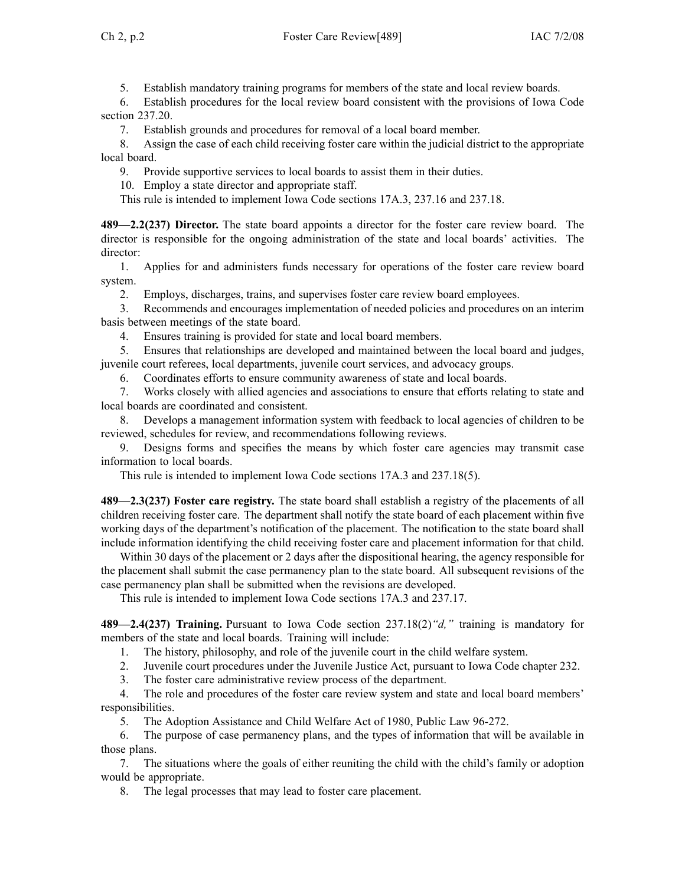5. Establish mandatory training programs for members of the state and local review boards.

6. Establish procedures for the local review board consistent with the provisions of Iowa Code section 237.20.

7. Establish grounds and procedures for removal of a local board member.

8. Assign the case of each child receiving foster care within the judicial district to the appropriate local board.

9. Provide supportive services to local boards to assist them in their duties.

10. Employ a state director and appropriate staff.

This rule is intended to implement Iowa Code sections 17A.3, 237.16 and 237.18.

**489—2.2(237) Director.** The state board appoints a director for the foster care review board. The director is responsible for the ongoing administration of the state and local boards' activities. The director:

1. Applies for and administers funds necessary for operations of the foster care review board system.

2. Employs, discharges, trains, and supervises foster care review board employees.

3. Recommends and encourages implementation of needed policies and procedures on an interim basis between meetings of the state board.

4. Ensures training is provided for state and local board members.

5. Ensures that relationships are developed and maintained between the local board and judges, juvenile court referees, local departments, juvenile court services, and advocacy groups.

6. Coordinates efforts to ensure community awareness of state and local boards.

7. Works closely with allied agencies and associations to ensure that efforts relating to state and local boards are coordinated and consistent.

8. Develops a management information system with feedback to local agencies of children to be reviewed, schedules for review, and recommendations following reviews.

9. Designs forms and specifies the means by which foster care agencies may transmit case information to local boards.

This rule is intended to implement Iowa Code sections 17A.3 and 237.18(5).

**489—2.3(237) Foster care registry.** The state board shall establish a registry of the placements of all children receiving foster care. The department shall notify the state board of each placement within five working days of the department's notification of the placement. The notification to the state board shall include information identifying the child receiving foster care and placement information for that child.

Within 30 days of the placement or 2 days after the dispositional hearing, the agency responsible for the placement shall submit the case permanency plan to the state board. All subsequent revisions of the case permanency plan shall be submitted when the revisions are developed.

This rule is intended to implement Iowa Code sections 17A.3 and 237.17.

**489—2.4(237) Training.** Pursuant to Iowa Code section 237.18(2)*"d,"* training is mandatory for members of the state and local boards. Training will include:

1. The history, philosophy, and role of the juvenile court in the child welfare system.

2. Juvenile court procedures under the Juvenile Justice Act, pursuant to Iowa Code chapter 232.

3. The foster care administrative review process of the department.

4. The role and procedures of the foster care review system and state and local board members' responsibilities.

5. The Adoption Assistance and Child Welfare Act of 1980, Public Law 96-272.

6. The purpose of case permanency plans, and the types of information that will be available in those plans.

7. The situations where the goals of either reuniting the child with the child's family or adoption would be appropriate.

8. The legal processes that may lead to foster care placement.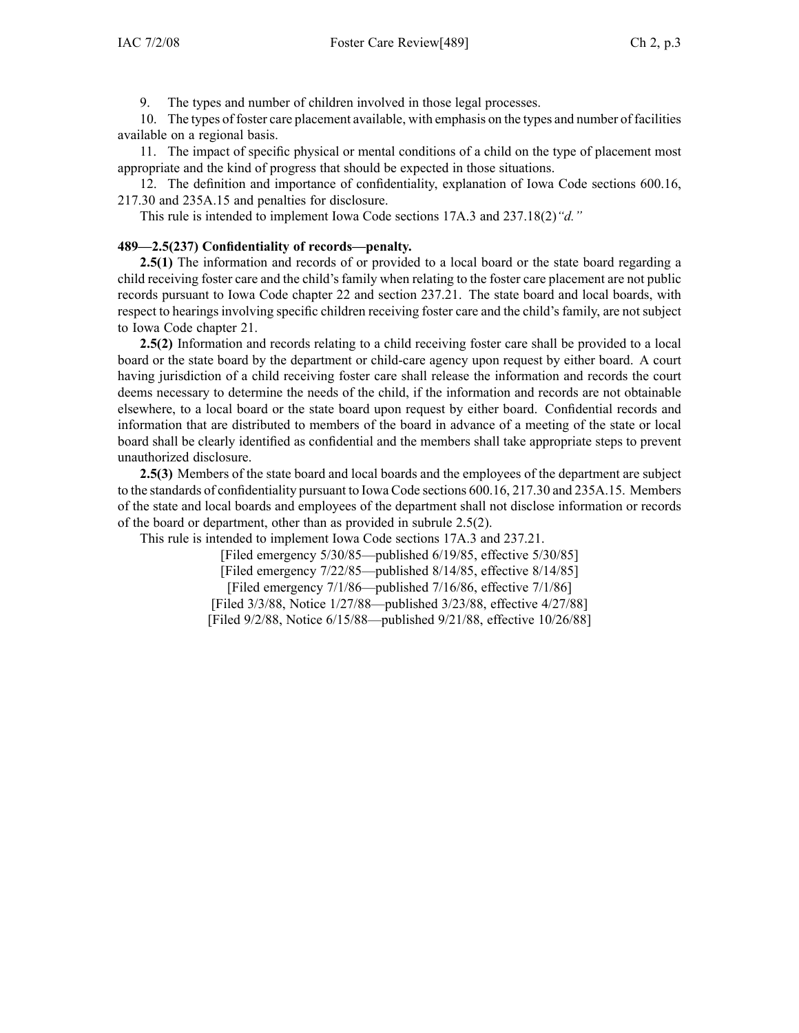9. The types and number of children involved in those legal processes.

10. The types of foster care placement available, with emphasis on the types and number of facilities available on a regional basis.

11. The impact of specific physical or mental conditions of a child on the type of placement most appropriate and the kind of progress that should be expected in those situations.

12. The definition and importance of confidentiality, explanation of Iowa Code sections 600.16, 217.30 and 235A.15 and penalties for disclosure.

This rule is intended to implement Iowa Code sections 17A.3 and 237.18(2)*"d."*

**489—2.5(237) Confidentiality of records—penalty.**

**2.5(1)** The information and records of or provided to a local board or the state board regarding a child receiving foster care and the child's family when relating to the foster care placement are not public records pursuant to Iowa Code chapter 22 and section 237.21. The state board and local boards, with respect to hearings involving specific children receiving foster care and the child's family, are not subject to Iowa Code chapter 21.

**2.5(2)** Information and records relating to a child receiving foster care shall be provided to a local board or the state board by the department or child-care agency upon request by either board. A court having jurisdiction of a child receiving foster care shall release the information and records the court deems necessary to determine the needs of the child, if the information and records are not obtainable elsewhere, to a local board or the state board upon request by either board. Confidential records and information that are distributed to members of the board in advance of a meeting of the state or local board shall be clearly identified as confidential and the members shall take appropriate steps to prevent unauthorized disclosure.

**2.5(3)** Members of the state board and local boards and the employees of the department are subject to the standards of confidentiality pursuant to Iowa Code sections 600.16, 217.30 and 235A.15. Members of the state and local boards and employees of the department shall not disclose information or records of the board or department, other than as provided in subrule 2.5(2).

This rule is intended to implement Iowa Code sections 17A.3 and 237.21.

[Filed emergency 5/30/85—published 6/19/85, effective 5/30/85]
[Filed emergency 7/22/85—published 8/14/85, effective 8/14/85]
[Filed emergency 7/1/86—published 7/16/86, effective 7/1/86]
[Filed 3/3/88, Notice 1/27/88—published 3/23/88, effective 4/27/88]
[Filed 9/2/88, Notice 6/15/88—published 9/21/88, effective 10/26/88]